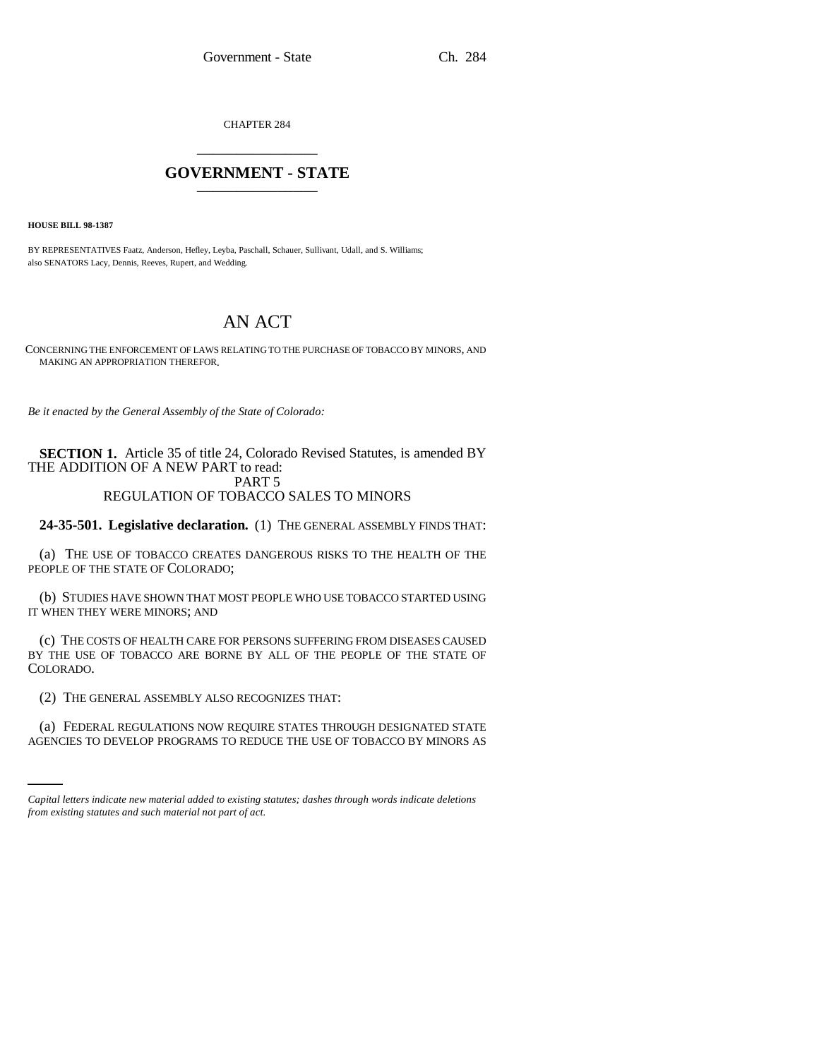CHAPTER 284

# GOVERNMENT - STATE

**HOUSE BILL 98-1387**

BY REPRESENTATIVES Faatz, Anderson, Hefley, Leyba, Paschall, Schauer, Sullivant, Udall, and S. Williams;
also SENATORS Lacy, Dennis, Reeves, Rupert, and Wedding.

# AN ACT

CONCERNING THE ENFORCEMENT OF LAWS RELATING TO THE PURCHASE OF TOBACCO BY MINORS, AND MAKING AN APPROPRIATION THEREFOR.

*Be it enacted by the General Assembly of the State of Colorado:*

**SECTION 1.** Article 35 of title 24, Colorado Revised Statutes, is amended BY THE ADDITION OF A NEW PART to read:

PART 5
REGULATION OF TOBACCO SALES TO MINORS

**24-35-501. Legislative declaration.** (1) THE GENERAL ASSEMBLY FINDS THAT:

(a) THE USE OF TOBACCO CREATES DANGEROUS RISKS TO THE HEALTH OF THE PEOPLE OF THE STATE OF COLORADO;

(b) STUDIES HAVE SHOWN THAT MOST PEOPLE WHO USE TOBACCO STARTED USING IT WHEN THEY WERE MINORS; AND

(c) THE COSTS OF HEALTH CARE FOR PERSONS SUFFERING FROM DISEASES CAUSED BY THE USE OF TOBACCO ARE BORNE BY ALL OF THE PEOPLE OF THE STATE OF COLORADO.

(2) THE GENERAL ASSEMBLY ALSO RECOGNIZES THAT:

(a) FEDERAL REGULATIONS NOW REQUIRE STATES THROUGH DESIGNATED STATE AGENCIES TO DEVELOP PROGRAMS TO REDUCE THE USE OF TOBACCO BY MINORS AS

*Capital letters indicate new material added to existing statutes; dashes through words indicate deletions from existing statutes and such material not part of act.*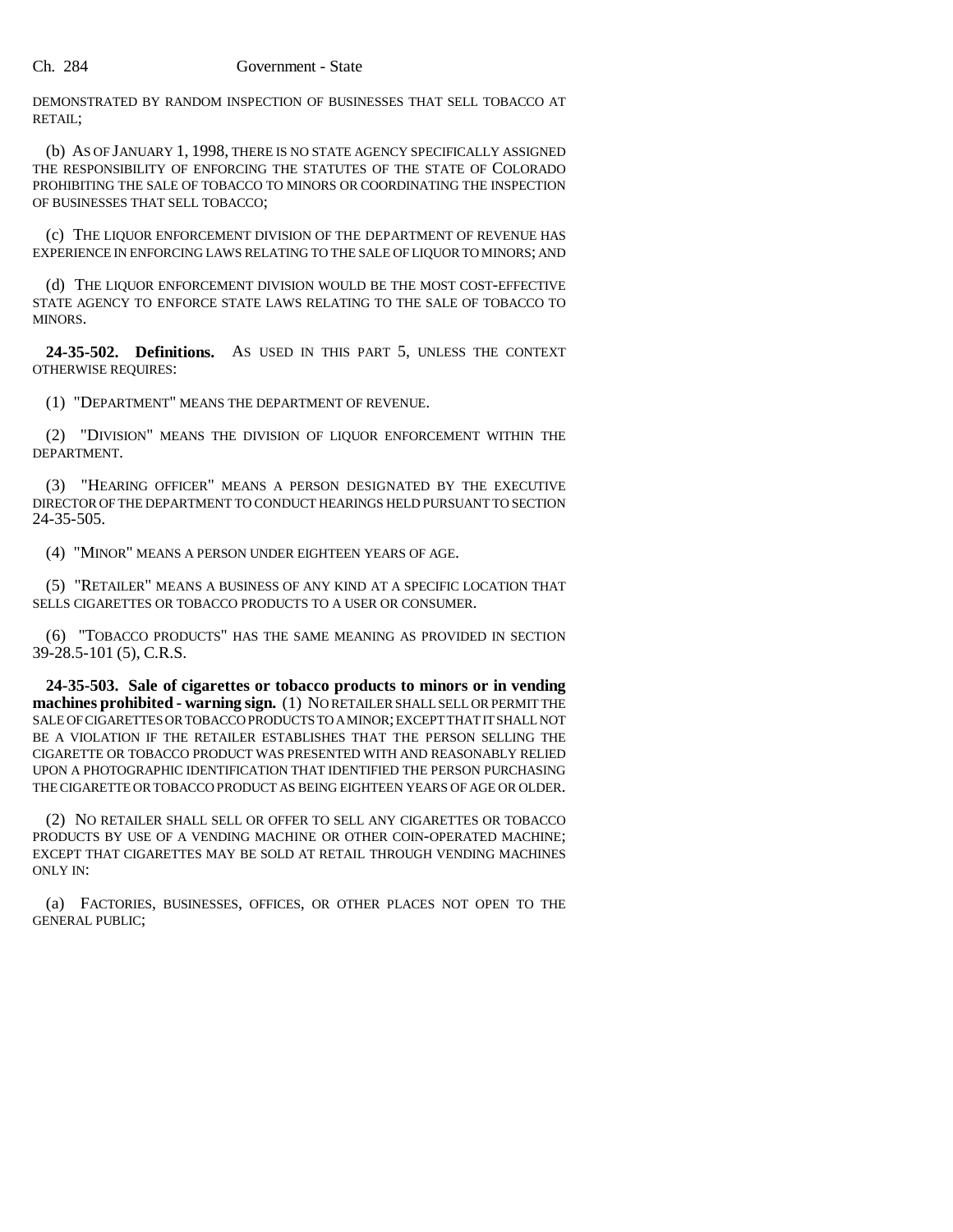DEMONSTRATED BY RANDOM INSPECTION OF BUSINESSES THAT SELL TOBACCO AT RETAIL;

(b) AS OF JANUARY 1, 1998, THERE IS NO STATE AGENCY SPECIFICALLY ASSIGNED THE RESPONSIBILITY OF ENFORCING THE STATUTES OF THE STATE OF COLORADO PROHIBITING THE SALE OF TOBACCO TO MINORS OR COORDINATING THE INSPECTION OF BUSINESSES THAT SELL TOBACCO;

(c) THE LIQUOR ENFORCEMENT DIVISION OF THE DEPARTMENT OF REVENUE HAS EXPERIENCE IN ENFORCING LAWS RELATING TO THE SALE OF LIQUOR TO MINORS; AND

(d) THE LIQUOR ENFORCEMENT DIVISION WOULD BE THE MOST COST-EFFECTIVE STATE AGENCY TO ENFORCE STATE LAWS RELATING TO THE SALE OF TOBACCO TO MINORS.

**24-35-502. Definitions.** AS USED IN THIS PART 5, UNLESS THE CONTEXT OTHERWISE REQUIRES:

(1) "DEPARTMENT" MEANS THE DEPARTMENT OF REVENUE.

(2) "DIVISION" MEANS THE DIVISION OF LIQUOR ENFORCEMENT WITHIN THE DEPARTMENT.

(3) "HEARING OFFICER" MEANS A PERSON DESIGNATED BY THE EXECUTIVE DIRECTOR OF THE DEPARTMENT TO CONDUCT HEARINGS HELD PURSUANT TO SECTION 24-35-505.

(4) "MINOR" MEANS A PERSON UNDER EIGHTEEN YEARS OF AGE.

(5) "RETAILER" MEANS A BUSINESS OF ANY KIND AT A SPECIFIC LOCATION THAT SELLS CIGARETTES OR TOBACCO PRODUCTS TO A USER OR CONSUMER.

(6) "TOBACCO PRODUCTS" HAS THE SAME MEANING AS PROVIDED IN SECTION 39-28.5-101 (5), C.R.S.

**24-35-503. Sale of cigarettes or tobacco products to minors or in vending machines prohibited - warning sign.** (1) NO RETAILER SHALL SELL OR PERMIT THE SALE OF CIGARETTES OR TOBACCO PRODUCTS TO A MINOR; EXCEPT THAT IT SHALL NOT BE A VIOLATION IF THE RETAILER ESTABLISHES THAT THE PERSON SELLING THE CIGARETTE OR TOBACCO PRODUCT WAS PRESENTED WITH AND REASONABLY RELIED UPON A PHOTOGRAPHIC IDENTIFICATION THAT IDENTIFIED THE PERSON PURCHASING THE CIGARETTE OR TOBACCO PRODUCT AS BEING EIGHTEEN YEARS OF AGE OR OLDER.

(2) NO RETAILER SHALL SELL OR OFFER TO SELL ANY CIGARETTES OR TOBACCO PRODUCTS BY USE OF A VENDING MACHINE OR OTHER COIN-OPERATED MACHINE; EXCEPT THAT CIGARETTES MAY BE SOLD AT RETAIL THROUGH VENDING MACHINES ONLY IN:

(a) FACTORIES, BUSINESSES, OFFICES, OR OTHER PLACES NOT OPEN TO THE GENERAL PUBLIC;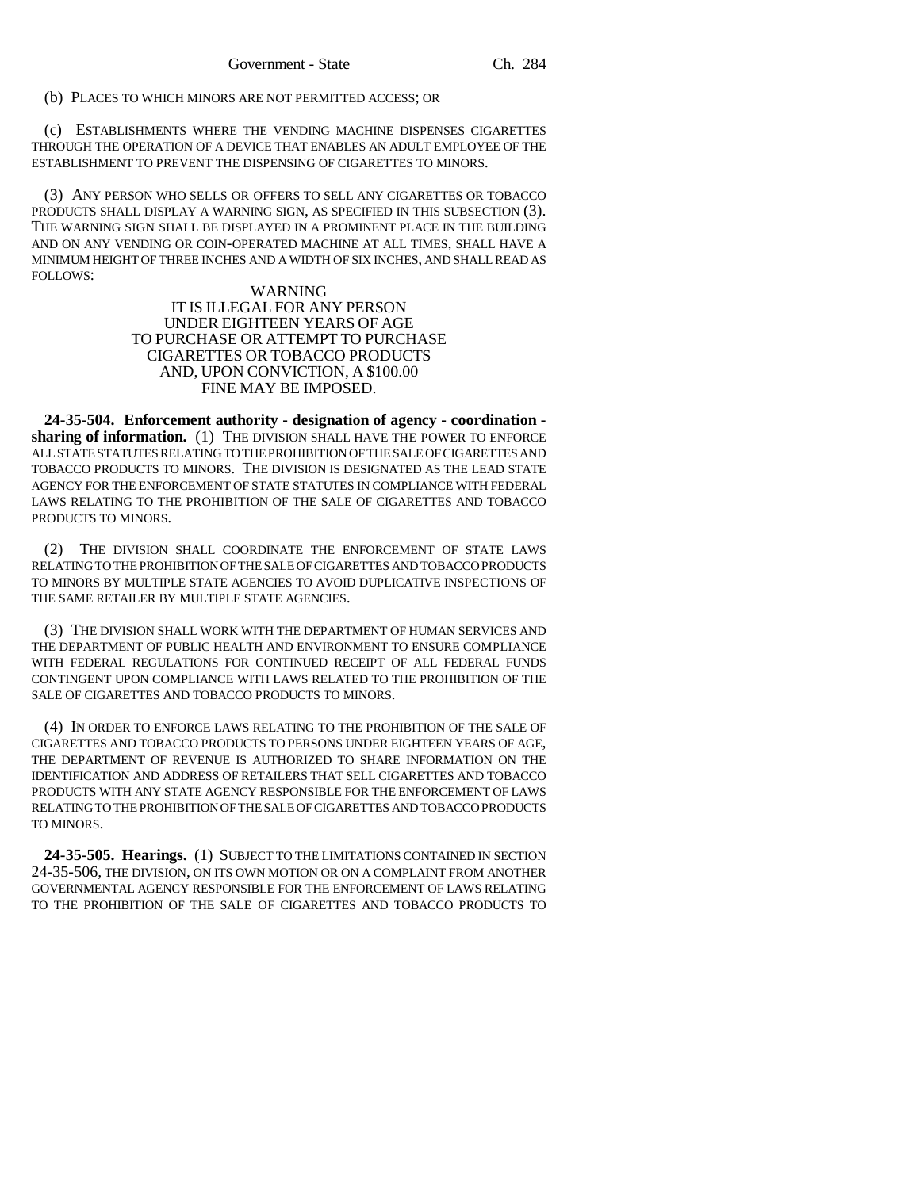(b) PLACES TO WHICH MINORS ARE NOT PERMITTED ACCESS; OR

(c) ESTABLISHMENTS WHERE THE VENDING MACHINE DISPENSES CIGARETTES THROUGH THE OPERATION OF A DEVICE THAT ENABLES AN ADULT EMPLOYEE OF THE ESTABLISHMENT TO PREVENT THE DISPENSING OF CIGARETTES TO MINORS.

(3) ANY PERSON WHO SELLS OR OFFERS TO SELL ANY CIGARETTES OR TOBACCO PRODUCTS SHALL DISPLAY A WARNING SIGN, AS SPECIFIED IN THIS SUBSECTION (3). THE WARNING SIGN SHALL BE DISPLAYED IN A PROMINENT PLACE IN THE BUILDING AND ON ANY VENDING OR COIN-OPERATED MACHINE AT ALL TIMES, SHALL HAVE A MINIMUM HEIGHT OF THREE INCHES AND A WIDTH OF SIX INCHES, AND SHALL READ AS FOLLOWS:

WARNING
IT IS ILLEGAL FOR ANY PERSON
UNDER EIGHTEEN YEARS OF AGE
TO PURCHASE OR ATTEMPT TO PURCHASE
CIGARETTES OR TOBACCO PRODUCTS
AND, UPON CONVICTION, A $100.00
FINE MAY BE IMPOSED.

**24-35-504. Enforcement authority - designation of agency - coordination - sharing of information.** (1) THE DIVISION SHALL HAVE THE POWER TO ENFORCE ALL STATE STATUTES RELATING TO THE PROHIBITION OF THE SALE OF CIGARETTES AND TOBACCO PRODUCTS TO MINORS. THE DIVISION IS DESIGNATED AS THE LEAD STATE AGENCY FOR THE ENFORCEMENT OF STATE STATUTES IN COMPLIANCE WITH FEDERAL LAWS RELATING TO THE PROHIBITION OF THE SALE OF CIGARETTES AND TOBACCO PRODUCTS TO MINORS.

(2) THE DIVISION SHALL COORDINATE THE ENFORCEMENT OF STATE LAWS RELATING TO THE PROHIBITION OF THE SALE OF CIGARETTES AND TOBACCO PRODUCTS TO MINORS BY MULTIPLE STATE AGENCIES TO AVOID DUPLICATIVE INSPECTIONS OF THE SAME RETAILER BY MULTIPLE STATE AGENCIES.

(3) THE DIVISION SHALL WORK WITH THE DEPARTMENT OF HUMAN SERVICES AND THE DEPARTMENT OF PUBLIC HEALTH AND ENVIRONMENT TO ENSURE COMPLIANCE WITH FEDERAL REGULATIONS FOR CONTINUED RECEIPT OF ALL FEDERAL FUNDS CONTINGENT UPON COMPLIANCE WITH LAWS RELATED TO THE PROHIBITION OF THE SALE OF CIGARETTES AND TOBACCO PRODUCTS TO MINORS.

(4) IN ORDER TO ENFORCE LAWS RELATING TO THE PROHIBITION OF THE SALE OF CIGARETTES AND TOBACCO PRODUCTS TO PERSONS UNDER EIGHTEEN YEARS OF AGE, THE DEPARTMENT OF REVENUE IS AUTHORIZED TO SHARE INFORMATION ON THE IDENTIFICATION AND ADDRESS OF RETAILERS THAT SELL CIGARETTES AND TOBACCO PRODUCTS WITH ANY STATE AGENCY RESPONSIBLE FOR THE ENFORCEMENT OF LAWS RELATING TO THE PROHIBITION OF THE SALE OF CIGARETTES AND TOBACCO PRODUCTS TO MINORS.

**24-35-505. Hearings.** (1) SUBJECT TO THE LIMITATIONS CONTAINED IN SECTION 24-35-506, THE DIVISION, ON ITS OWN MOTION OR ON A COMPLAINT FROM ANOTHER GOVERNMENTAL AGENCY RESPONSIBLE FOR THE ENFORCEMENT OF LAWS RELATING TO THE PROHIBITION OF THE SALE OF CIGARETTES AND TOBACCO PRODUCTS TO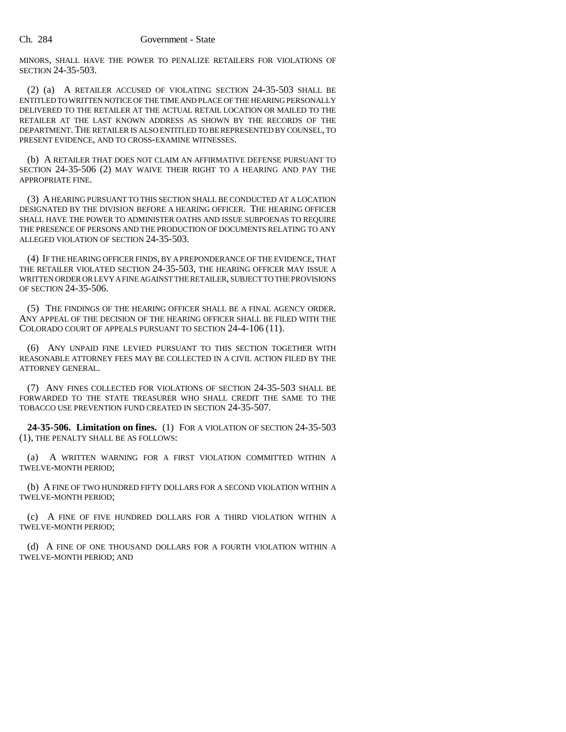MINORS, SHALL HAVE THE POWER TO PENALIZE RETAILERS FOR VIOLATIONS OF SECTION 24-35-503.

(2) (a) A RETAILER ACCUSED OF VIOLATING SECTION 24-35-503 SHALL BE ENTITLED TO WRITTEN NOTICE OF THE TIME AND PLACE OF THE HEARING PERSONALLY DELIVERED TO THE RETAILER AT THE ACTUAL RETAIL LOCATION OR MAILED TO THE RETAILER AT THE LAST KNOWN ADDRESS AS SHOWN BY THE RECORDS OF THE DEPARTMENT. THE RETAILER IS ALSO ENTITLED TO BE REPRESENTED BY COUNSEL, TO PRESENT EVIDENCE, AND TO CROSS-EXAMINE WITNESSES.

(b) A RETAILER THAT DOES NOT CLAIM AN AFFIRMATIVE DEFENSE PURSUANT TO SECTION 24-35-506 (2) MAY WAIVE THEIR RIGHT TO A HEARING AND PAY THE APPROPRIATE FINE.

(3) A HEARING PURSUANT TO THIS SECTION SHALL BE CONDUCTED AT A LOCATION DESIGNATED BY THE DIVISION BEFORE A HEARING OFFICER. THE HEARING OFFICER SHALL HAVE THE POWER TO ADMINISTER OATHS AND ISSUE SUBPOENAS TO REQUIRE THE PRESENCE OF PERSONS AND THE PRODUCTION OF DOCUMENTS RELATING TO ANY ALLEGED VIOLATION OF SECTION 24-35-503.

(4) IF THE HEARING OFFICER FINDS, BY A PREPONDERANCE OF THE EVIDENCE, THAT THE RETAILER VIOLATED SECTION 24-35-503, THE HEARING OFFICER MAY ISSUE A WRITTEN ORDER OR LEVY A FINE AGAINST THE RETAILER, SUBJECT TO THE PROVISIONS OF SECTION 24-35-506.

(5) THE FINDINGS OF THE HEARING OFFICER SHALL BE A FINAL AGENCY ORDER. ANY APPEAL OF THE DECISION OF THE HEARING OFFICER SHALL BE FILED WITH THE COLORADO COURT OF APPEALS PURSUANT TO SECTION 24-4-106 (11).

(6) ANY UNPAID FINE LEVIED PURSUANT TO THIS SECTION TOGETHER WITH REASONABLE ATTORNEY FEES MAY BE COLLECTED IN A CIVIL ACTION FILED BY THE ATTORNEY GENERAL.

(7) ANY FINES COLLECTED FOR VIOLATIONS OF SECTION 24-35-503 SHALL BE FORWARDED TO THE STATE TREASURER WHO SHALL CREDIT THE SAME TO THE TOBACCO USE PREVENTION FUND CREATED IN SECTION 24-35-507.

**24-35-506. Limitation on fines.** (1) FOR A VIOLATION OF SECTION 24-35-503 (1), THE PENALTY SHALL BE AS FOLLOWS:

(a) A WRITTEN WARNING FOR A FIRST VIOLATION COMMITTED WITHIN A TWELVE-MONTH PERIOD;

(b) A FINE OF TWO HUNDRED FIFTY DOLLARS FOR A SECOND VIOLATION WITHIN A TWELVE-MONTH PERIOD;

(c) A FINE OF FIVE HUNDRED DOLLARS FOR A THIRD VIOLATION WITHIN A TWELVE-MONTH PERIOD;

(d) A FINE OF ONE THOUSAND DOLLARS FOR A FOURTH VIOLATION WITHIN A TWELVE-MONTH PERIOD; AND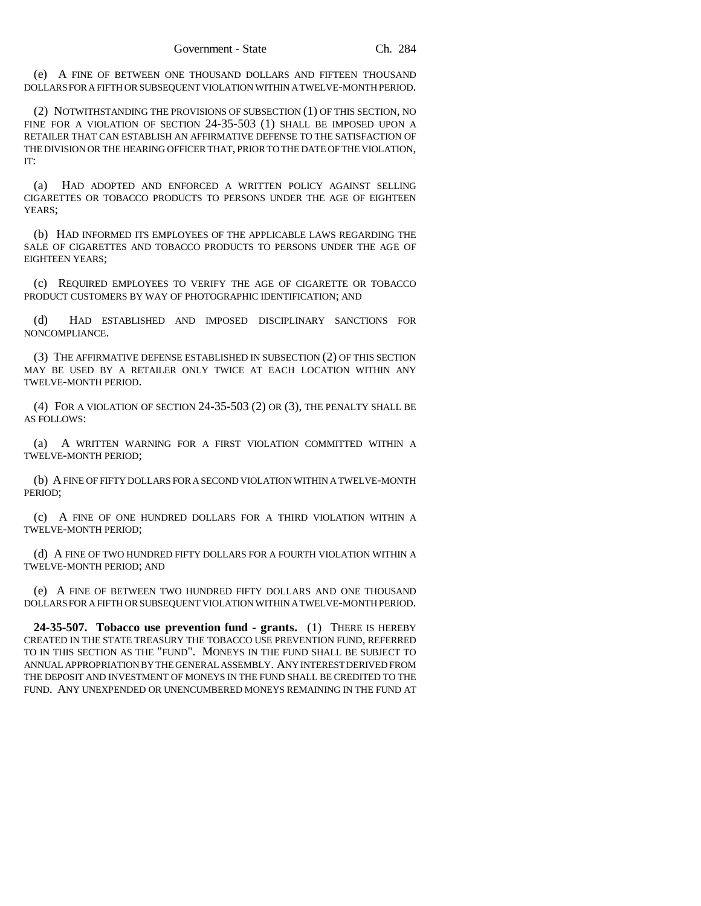(e) A FINE OF BETWEEN ONE THOUSAND DOLLARS AND FIFTEEN THOUSAND DOLLARS FOR A FIFTH OR SUBSEQUENT VIOLATION WITHIN A TWELVE-MONTH PERIOD.

(2) NOTWITHSTANDING THE PROVISIONS OF SUBSECTION (1) OF THIS SECTION, NO FINE FOR A VIOLATION OF SECTION 24-35-503 (1) SHALL BE IMPOSED UPON A RETAILER THAT CAN ESTABLISH AN AFFIRMATIVE DEFENSE TO THE SATISFACTION OF THE DIVISION OR THE HEARING OFFICER THAT, PRIOR TO THE DATE OF THE VIOLATION, IT:

(a) HAD ADOPTED AND ENFORCED A WRITTEN POLICY AGAINST SELLING CIGARETTES OR TOBACCO PRODUCTS TO PERSONS UNDER THE AGE OF EIGHTEEN YEARS;

(b) HAD INFORMED ITS EMPLOYEES OF THE APPLICABLE LAWS REGARDING THE SALE OF CIGARETTES AND TOBACCO PRODUCTS TO PERSONS UNDER THE AGE OF EIGHTEEN YEARS;

(c) REQUIRED EMPLOYEES TO VERIFY THE AGE OF CIGARETTE OR TOBACCO PRODUCT CUSTOMERS BY WAY OF PHOTOGRAPHIC IDENTIFICATION; AND

(d) HAD ESTABLISHED AND IMPOSED DISCIPLINARY SANCTIONS FOR NONCOMPLIANCE.

(3) THE AFFIRMATIVE DEFENSE ESTABLISHED IN SUBSECTION (2) OF THIS SECTION MAY BE USED BY A RETAILER ONLY TWICE AT EACH LOCATION WITHIN ANY TWELVE-MONTH PERIOD.

(4) FOR A VIOLATION OF SECTION 24-35-503 (2) OR (3), THE PENALTY SHALL BE AS FOLLOWS:

(a) A WRITTEN WARNING FOR A FIRST VIOLATION COMMITTED WITHIN A TWELVE-MONTH PERIOD;

(b) A FINE OF FIFTY DOLLARS FOR A SECOND VIOLATION WITHIN A TWELVE-MONTH PERIOD;

(c) A FINE OF ONE HUNDRED DOLLARS FOR A THIRD VIOLATION WITHIN A TWELVE-MONTH PERIOD;

(d) A FINE OF TWO HUNDRED FIFTY DOLLARS FOR A FOURTH VIOLATION WITHIN A TWELVE-MONTH PERIOD; AND

(e) A FINE OF BETWEEN TWO HUNDRED FIFTY DOLLARS AND ONE THOUSAND DOLLARS FOR A FIFTH OR SUBSEQUENT VIOLATION WITHIN A TWELVE-MONTH PERIOD.

**24-35-507. Tobacco use prevention fund - grants.** (1) THERE IS HEREBY CREATED IN THE STATE TREASURY THE TOBACCO USE PREVENTION FUND, REFERRED TO IN THIS SECTION AS THE "FUND". MONEYS IN THE FUND SHALL BE SUBJECT TO ANNUAL APPROPRIATION BY THE GENERAL ASSEMBLY. ANY INTEREST DERIVED FROM THE DEPOSIT AND INVESTMENT OF MONEYS IN THE FUND SHALL BE CREDITED TO THE FUND. ANY UNEXPENDED OR UNENCUMBERED MONEYS REMAINING IN THE FUND AT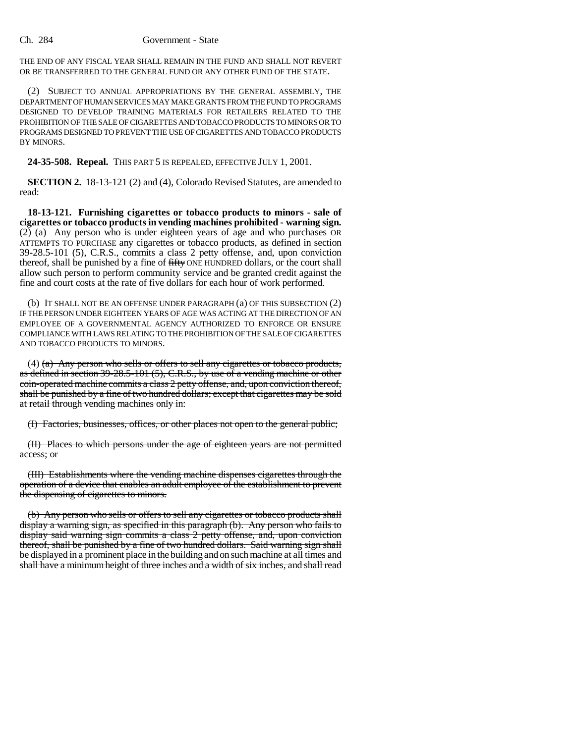THE END OF ANY FISCAL YEAR SHALL REMAIN IN THE FUND AND SHALL NOT REVERT OR BE TRANSFERRED TO THE GENERAL FUND OR ANY OTHER FUND OF THE STATE.

(2) SUBJECT TO ANNUAL APPROPRIATIONS BY THE GENERAL ASSEMBLY, THE DEPARTMENT OF HUMAN SERVICES MAY MAKE GRANTS FROM THE FUND TO PROGRAMS DESIGNED TO DEVELOP TRAINING MATERIALS FOR RETAILERS RELATED TO THE PROHIBITION OF THE SALE OF CIGARETTES AND TOBACCO PRODUCTS TO MINORS OR TO PROGRAMS DESIGNED TO PREVENT THE USE OF CIGARETTES AND TOBACCO PRODUCTS BY MINORS.

**24-35-508. Repeal.** THIS PART 5 IS REPEALED, EFFECTIVE JULY 1, 2001.

**SECTION 2.** 18-13-121 (2) and (4), Colorado Revised Statutes, are amended to read:

**18-13-121. Furnishing cigarettes or tobacco products to minors - sale of cigarettes or tobacco products in vending machines prohibited - warning sign.** (2) (a) Any person who is under eighteen years of age and who purchases OR ATTEMPTS TO PURCHASE any cigarettes or tobacco products, as defined in section 39-28.5-101 (5), C.R.S., commits a class 2 petty offense, and, upon conviction thereof, shall be punished by a fine of ~~fifty~~ ONE HUNDRED dollars, or the court shall allow such person to perform community service and be granted credit against the fine and court costs at the rate of five dollars for each hour of work performed.

(b) IT SHALL NOT BE AN OFFENSE UNDER PARAGRAPH (a) OF THIS SUBSECTION (2) IF THE PERSON UNDER EIGHTEEN YEARS OF AGE WAS ACTING AT THE DIRECTION OF AN EMPLOYEE OF A GOVERNMENTAL AGENCY AUTHORIZED TO ENFORCE OR ENSURE COMPLIANCE WITH LAWS RELATING TO THE PROHIBITION OF THE SALE OF CIGARETTES AND TOBACCO PRODUCTS TO MINORS.

(4) ~~(a) Any person who sells or offers to sell any cigarettes or tobacco products, as defined in section 39-28.5-101 (5), C.R.S., by use of a vending machine or other coin-operated machine commits a class 2 petty offense, and, upon conviction thereof, shall be punished by a fine of two hundred dollars; except that cigarettes may be sold at retail through vending machines only in:~~

~~(I) Factories, businesses, offices, or other places not open to the general public;~~

~~(II) Places to which persons under the age of eighteen years are not permitted access; or~~

~~(III) Establishments where the vending machine dispenses cigarettes through the operation of a device that enables an adult employee of the establishment to prevent the dispensing of cigarettes to minors.~~

~~(b) Any person who sells or offers to sell any cigarettes or tobacco products shall display a warning sign, as specified in this paragraph (b). Any person who fails to display said warning sign commits a class 2 petty offense, and, upon conviction thereof, shall be punished by a fine of two hundred dollars. Said warning sign shall be displayed in a prominent place in the building and on such machine at all times and shall have a minimum height of three inches and a width of six inches, and shall read~~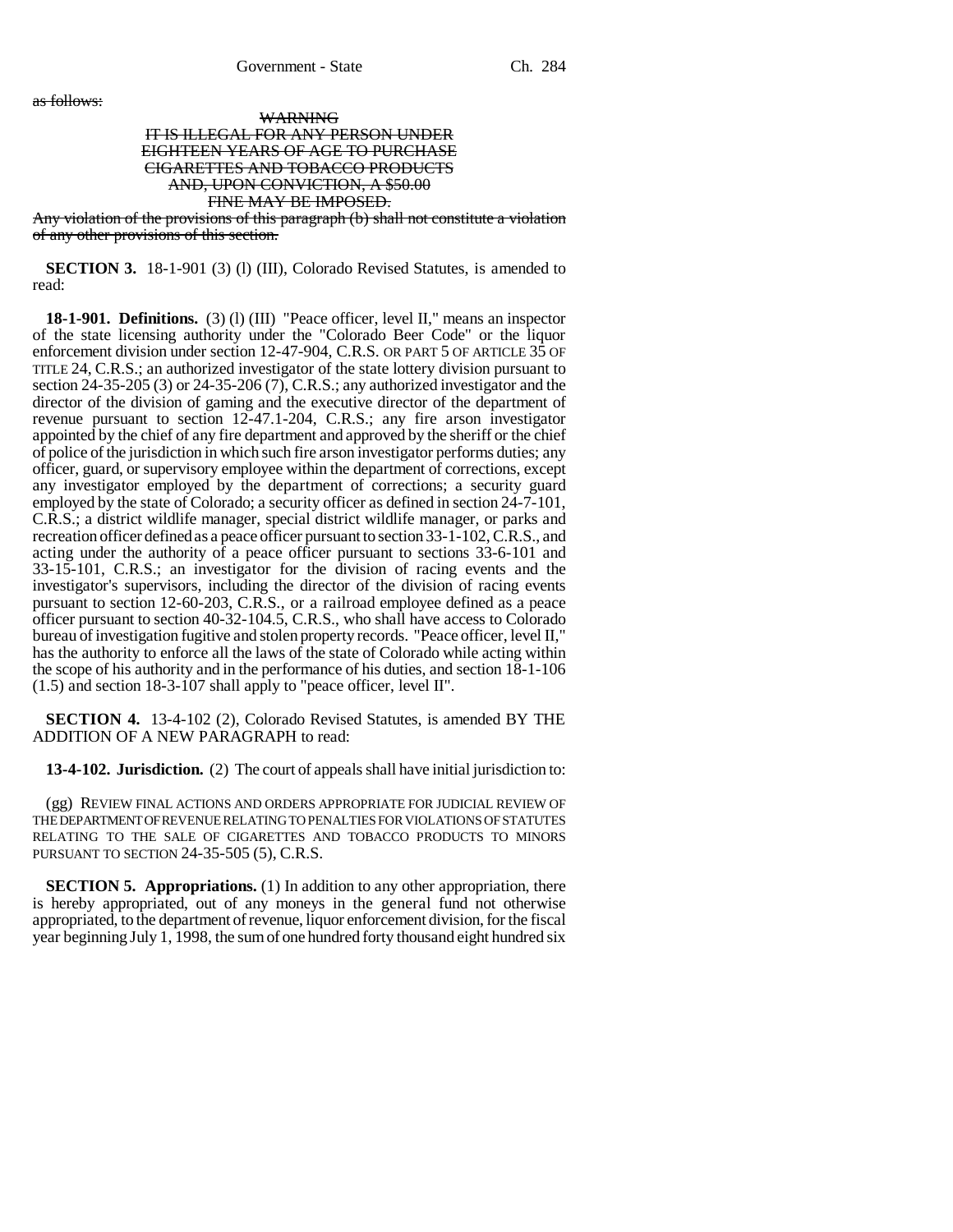as follows:

~~WARNING~~
~~IT IS ILLEGAL FOR ANY PERSON UNDER EIGHTEEN YEARS OF AGE TO PURCHASE CIGARETTES AND TOBACCO PRODUCTS AND, UPON CONVICTION, A $50.00 FINE MAY BE IMPOSED.~~

~~Any violation of the provisions of this paragraph (b) shall not constitute a violation of any other provisions of this section.~~

**SECTION 3.** 18-1-901 (3) (l) (III), Colorado Revised Statutes, is amended to read:

**18-1-901. Definitions.** (3) (l) (III) "Peace officer, level II," means an inspector of the state licensing authority under the "Colorado Beer Code" or the liquor enforcement division under section 12-47-904, C.R.S. OR PART 5 OF ARTICLE 35 OF TITLE 24, C.R.S.; an authorized investigator of the state lottery division pursuant to section 24-35-205 (3) or 24-35-206 (7), C.R.S.; any authorized investigator and the director of the division of gaming and the executive director of the department of revenue pursuant to section 12-47.1-204, C.R.S.; any fire arson investigator appointed by the chief of any fire department and approved by the sheriff or the chief of police of the jurisdiction in which such fire arson investigator performs duties; any officer, guard, or supervisory employee within the department of corrections, except any investigator employed by the department of corrections; a security guard employed by the state of Colorado; a security officer as defined in section 24-7-101, C.R.S.; a district wildlife manager, special district wildlife manager, or parks and recreation officer defined as a peace officer pursuant to section 33-1-102, C.R.S., and acting under the authority of a peace officer pursuant to sections 33-6-101 and 33-15-101, C.R.S.; an investigator for the division of racing events and the investigator's supervisors, including the director of the division of racing events pursuant to section 12-60-203, C.R.S., or a railroad employee defined as a peace officer pursuant to section 40-32-104.5, C.R.S., who shall have access to Colorado bureau of investigation fugitive and stolen property records. "Peace officer, level II," has the authority to enforce all the laws of the state of Colorado while acting within the scope of his authority and in the performance of his duties, and section 18-1-106 (1.5) and section 18-3-107 shall apply to "peace officer, level II".

**SECTION 4.** 13-4-102 (2), Colorado Revised Statutes, is amended BY THE ADDITION OF A NEW PARAGRAPH to read:

**13-4-102. Jurisdiction.** (2) The court of appeals shall have initial jurisdiction to:

(gg) REVIEW FINAL ACTIONS AND ORDERS APPROPRIATE FOR JUDICIAL REVIEW OF THE DEPARTMENT OF REVENUE RELATING TO PENALTIES FOR VIOLATIONS OF STATUTES RELATING TO THE SALE OF CIGARETTES AND TOBACCO PRODUCTS TO MINORS PURSUANT TO SECTION 24-35-505 (5), C.R.S.

**SECTION 5. Appropriations.** (1) In addition to any other appropriation, there is hereby appropriated, out of any moneys in the general fund not otherwise appropriated, to the department of revenue, liquor enforcement division, for the fiscal year beginning July 1, 1998, the sum of one hundred forty thousand eight hundred six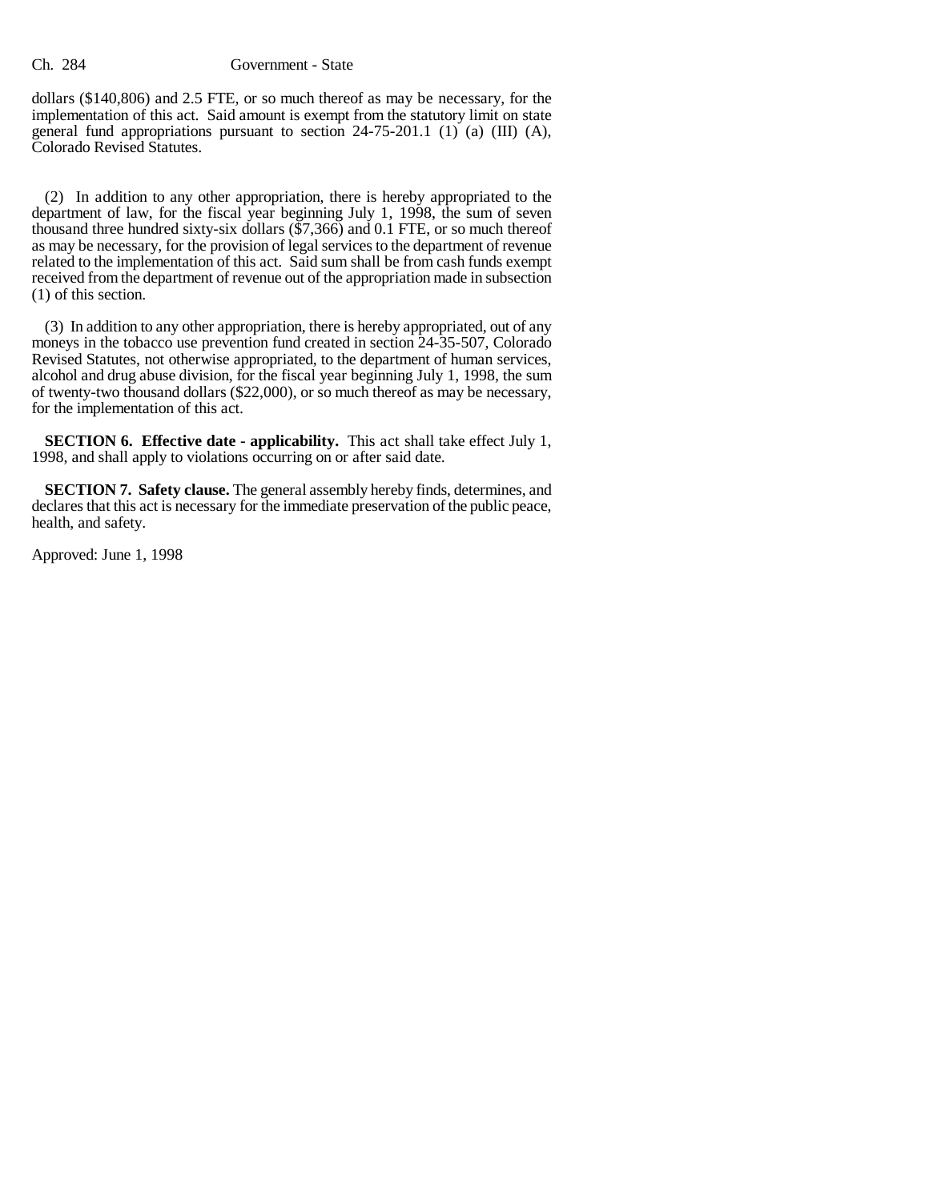dollars ($140,806) and 2.5 FTE, or so much thereof as may be necessary, for the implementation of this act. Said amount is exempt from the statutory limit on state general fund appropriations pursuant to section 24-75-201.1 (1) (a) (III) (A), Colorado Revised Statutes.

(2) In addition to any other appropriation, there is hereby appropriated to the department of law, for the fiscal year beginning July 1, 1998, the sum of seven thousand three hundred sixty-six dollars ($7,366) and 0.1 FTE, or so much thereof as may be necessary, for the provision of legal services to the department of revenue related to the implementation of this act. Said sum shall be from cash funds exempt received from the department of revenue out of the appropriation made in subsection (1) of this section.

(3) In addition to any other appropriation, there is hereby appropriated, out of any moneys in the tobacco use prevention fund created in section 24-35-507, Colorado Revised Statutes, not otherwise appropriated, to the department of human services, alcohol and drug abuse division, for the fiscal year beginning July 1, 1998, the sum of twenty-two thousand dollars ($22,000), or so much thereof as may be necessary, for the implementation of this act.

**SECTION 6. Effective date - applicability.** This act shall take effect July 1, 1998, and shall apply to violations occurring on or after said date.

**SECTION 7. Safety clause.** The general assembly hereby finds, determines, and declares that this act is necessary for the immediate preservation of the public peace, health, and safety.

Approved: June 1, 1998